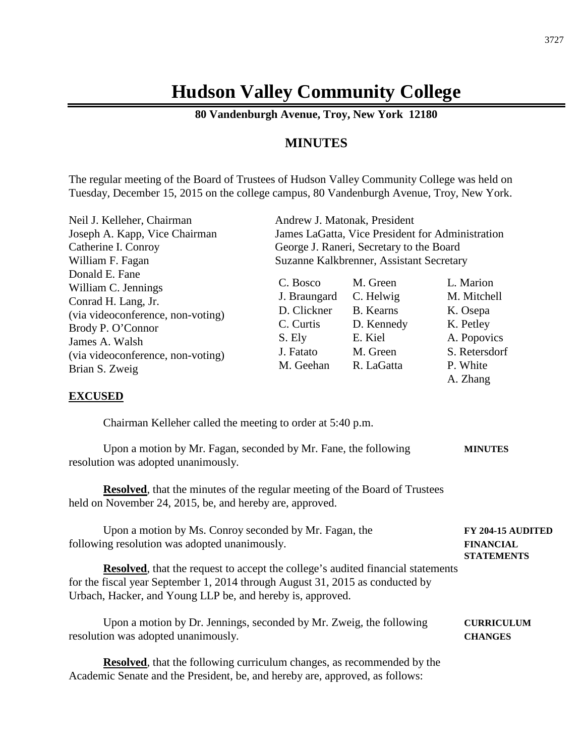# Hudson Valley Community College

**80 Vandenburgh Avenue, Troy, New York 12180**

## MINUTES

The regular meeting of the Board of Trustees of Hudson Valley Community College was held on Tuesday, December 15, 2015 on the college campus, 80 Vandenburgh Avenue, Troy, New York.

Neil J. Kelleher, Chairman
Joseph A. Kapp, Vice Chairman
Catherine I. Conroy
William F. Fagan
Donald E. Fane
William C. Jennings
Conrad H. Lang, Jr.
(via videoconference, non-voting)
Brody P. O'Connor
James A. Walsh
(via videoconference, non-voting)
Brian S. Zweig

Andrew J. Matonak, President
James LaGatta, Vice President for Administration
George J. Raneri, Secretary to the Board
Suzanne Kalkbrenner, Assistant Secretary

| | | |
|---|---|---|
| C. Bosco | M. Green | L. Marion |
| J. Braungard | C. Helwig | M. Mitchell |
| D. Clickner | B. Kearns | K. Osepa |
| C. Curtis | D. Kennedy | K. Petley |
| S. Ely | E. Kiel | A. Popovics |
| J. Fatato | M. Green | S. Retersdorf |
| M. Geehan | R. LaGatta | P. White |
| | | A. Zhang |

**EXCUSED**

Chairman Kelleher called the meeting to order at 5:40 p.m.

**MINUTES**

Upon a motion by Mr. Fagan, seconded by Mr. Fane, the following resolution was adopted unanimously.

**Resolved**, that the minutes of the regular meeting of the Board of Trustees held on November 24, 2015, be, and hereby are, approved.

**FY 204-15 AUDITED FINANCIAL STATEMENTS**

Upon a motion by Ms. Conroy seconded by Mr. Fagan, the following resolution was adopted unanimously.

**Resolved**, that the request to accept the college's audited financial statements for the fiscal year September 1, 2014 through August 31, 2015 as conducted by Urbach, Hacker, and Young LLP be, and hereby is, approved.

**CURRICULUM CHANGES**

Upon a motion by Dr. Jennings, seconded by Mr. Zweig, the following resolution was adopted unanimously.

**Resolved**, that the following curriculum changes, as recommended by the Academic Senate and the President, be, and hereby are, approved, as follows: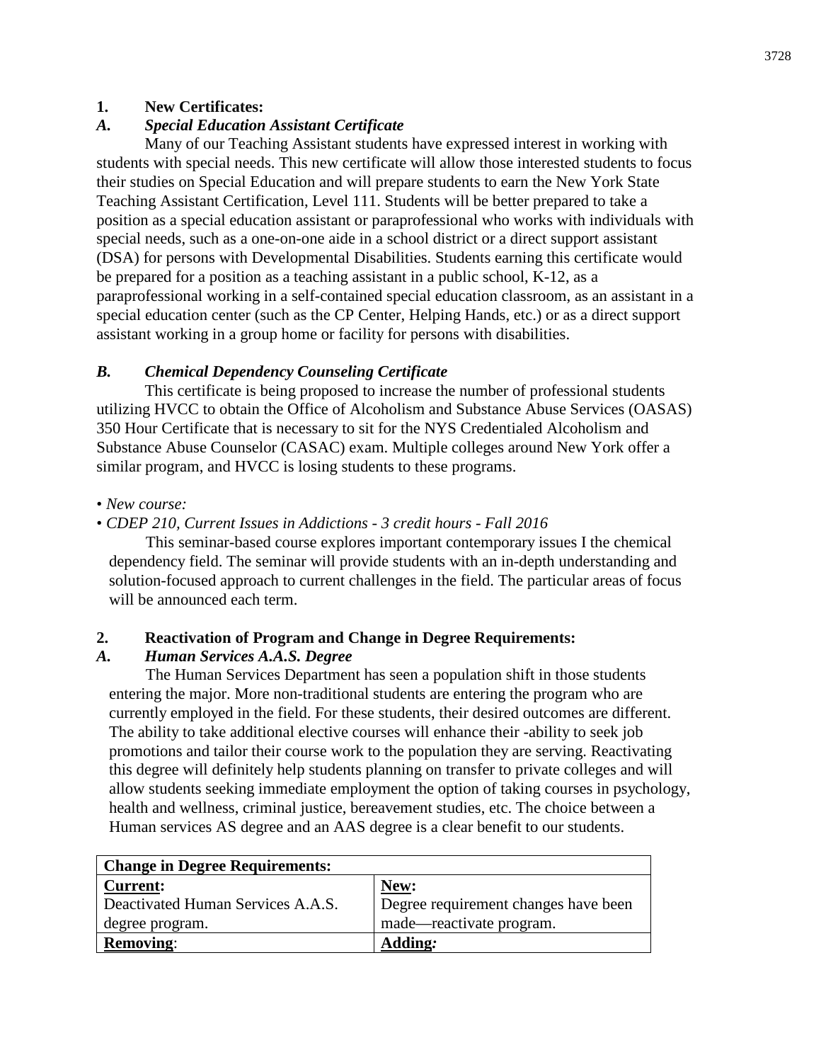**1. New Certificates:**

***A. Special Education Assistant Certificate***

Many of our Teaching Assistant students have expressed interest in working with students with special needs. This new certificate will allow those interested students to focus their studies on Special Education and will prepare students to earn the New York State Teaching Assistant Certification, Level 111. Students will be better prepared to take a position as a special education assistant or paraprofessional who works with individuals with special needs, such as a one-on-one aide in a school district or a direct support assistant (DSA) for persons with Developmental Disabilities. Students earning this certificate would be prepared for a position as a teaching assistant in a public school, K-12, as a paraprofessional working in a self-contained special education classroom, as an assistant in a special education center (such as the CP Center, Helping Hands, etc.) or as a direct support assistant working in a group home or facility for persons with disabilities.

***B. Chemical Dependency Counseling Certificate***

This certificate is being proposed to increase the number of professional students utilizing HVCC to obtain the Office of Alcoholism and Substance Abuse Services (OASAS) 350 Hour Certificate that is necessary to sit for the NYS Credentialed Alcoholism and Substance Abuse Counselor (CASAC) exam. Multiple colleges around New York offer a similar program, and HVCC is losing students to these programs.

- *New course:*
- *CDEP 210, Current Issues in Addictions - 3 credit hours - Fall 2016*

  This seminar-based course explores important contemporary issues I the chemical dependency field. The seminar will provide students with an in-depth understanding and solution-focused approach to current challenges in the field. The particular areas of focus will be announced each term.

**2. Reactivation of Program and Change in Degree Requirements:**

***A. Human Services A.A.S. Degree***

The Human Services Department has seen a population shift in those students entering the major. More non-traditional students are entering the program who are currently employed in the field. For these students, their desired outcomes are different. The ability to take additional elective courses will enhance their -ability to seek job promotions and tailor their course work to the population they are serving. Reactivating this degree will definitely help students planning on transfer to private colleges and will allow students seeking immediate employment the option of taking courses in psychology, health and wellness, criminal justice, bereavement studies, etc. The choice between a Human services AS degree and an AAS degree is a clear benefit to our students.

| **Change in Degree Requirements:** | |
|---|---|
| **Current:**<br>Deactivated Human Services A.A.S. degree program. | **New:**<br>Degree requirement changes have been made—reactivate program. |
| **Removing**: | **Adding:** |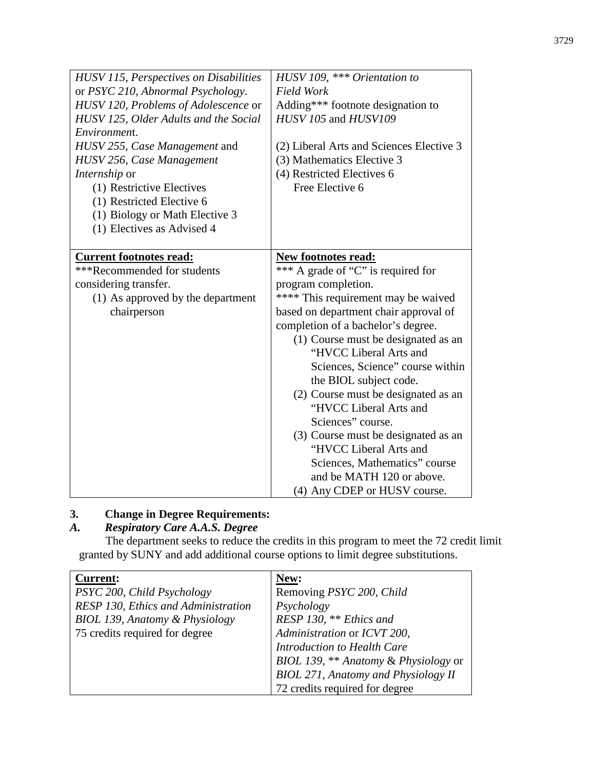| | |
|---|---|
| *HUSV 115, Perspectives on Disabilities* or *PSYC 210, Abnormal Psychology*.<br>*HUSV 120, Problems of Adolescence* or *HUSV 125, Older Adults and the Social Environment*.<br>*HUSV 255, Case Management* and *HUSV 256, Case Management Internship* or<br>(1) Restrictive Electives<br>(1) Restricted Elective 6<br>(1) Biology or Math Elective 3<br>(1) Electives as Advised 4 | *HUSV 109, \*\*\* Orientation to Field Work*<br>Adding\*\*\* footnote designation to *HUSV 105* and *HUSV109*<br><br>(2) Liberal Arts and Sciences Elective 3<br>(3) Mathematics Elective 3<br>(4) Restricted Electives 6<br>Free Elective 6 |
| **<u>Current footnotes read:</u>**<br>\*\*\*Recommended for students considering transfer.<br>(1) As approved by the department chairperson | **<u>New footnotes read:</u>**<br>\*\*\* A grade of "C" is required for program completion.<br>\*\*\*\* This requirement may be waived based on department chair approval of completion of a bachelor's degree.<br>(1) Course must be designated as an "HVCC Liberal Arts and Sciences, Science" course within the BIOL subject code.<br>(2) Course must be designated as an "HVCC Liberal Arts and Sciences" course.<br>(3) Course must be designated as an "HVCC Liberal Arts and Sciences, Mathematics" course and be MATH 120 or above.<br>(4) Any CDEP or HUSV course. |

**3. Change in Degree Requirements:**

***A. Respiratory Care A.A.S. Degree***

The department seeks to reduce the credits in this program to meet the 72 credit limit granted by SUNY and add additional course options to limit degree substitutions.

| **Current:** | **New:** |
|---|---|
| *PSYC 200, Child Psychology*<br>*RESP 130, Ethics and Administration*<br>*BIOL 139, Anatomy & Physiology*<br>75 credits required for degree | Removing *PSYC 200, Child Psychology*<br>*RESP 130, \*\* Ethics and Administration* or *ICVT 200, Introduction to Health Care*<br>*BIOL 139, \*\* Anatomy & Physiology* or *BIOL 271, Anatomy and Physiology II*<br>72 credits required for degree |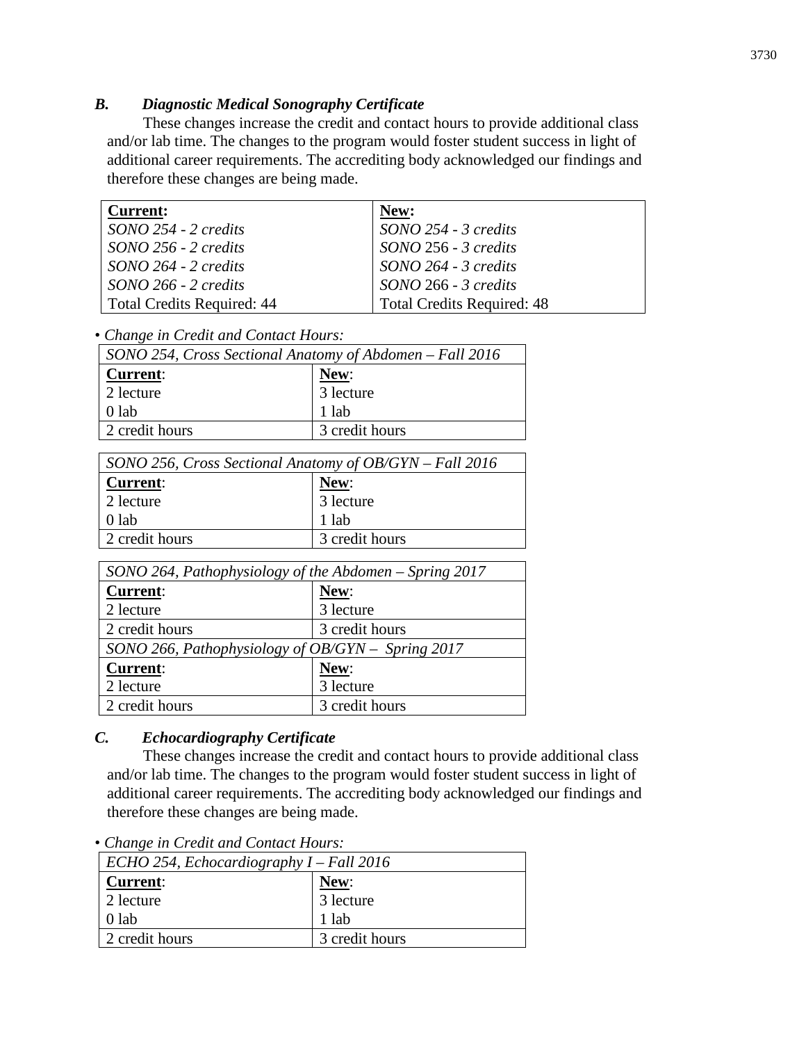### *B. Diagnostic Medical Sonography Certificate*

These changes increase the credit and contact hours to provide additional class and/or lab time. The changes to the program would foster student success in light of additional career requirements. The accrediting body acknowledged our findings and therefore these changes are being made.

| **Current:** | **New:** |
|---|---|
| *SONO 254 - 2 credits* | *SONO 254 - 3 credits* |
| *SONO 256 - 2 credits* | *SONO 256 - 3 credits* |
| *SONO 264 - 2 credits* | *SONO 264 - 3 credits* |
| *SONO 266 - 2 credits* | *SONO 266 - 3 credits* |
| Total Credits Required: 44 | Total Credits Required: 48 |

• *Change in Credit and Contact Hours:*

| *SONO 254, Cross Sectional Anatomy of Abdomen – Fall 2016* | |
|---|---|
| **Current**: | **New**: |
| 2 lecture | 3 lecture |
| 0 lab | 1 lab |
| 2 credit hours | 3 credit hours |

| *SONO 256, Cross Sectional Anatomy of OB/GYN – Fall 2016* | |
|---|---|
| **Current**: | **New**: |
| 2 lecture | 3 lecture |
| 0 lab | 1 lab |
| 2 credit hours | 3 credit hours |

| *SONO 264, Pathophysiology of the Abdomen – Spring 2017* | |
|---|---|
| **Current**: | **New**: |
| 2 lecture | 3 lecture |
| 2 credit hours | 3 credit hours |
| *SONO 266, Pathophysiology of OB/GYN – Spring 2017* | |
| **Current**: | **New**: |
| 2 lecture | 3 lecture |
| 2 credit hours | 3 credit hours |

### *C. Echocardiography Certificate*

These changes increase the credit and contact hours to provide additional class and/or lab time. The changes to the program would foster student success in light of additional career requirements. The accrediting body acknowledged our findings and therefore these changes are being made.

• *Change in Credit and Contact Hours:*

| *ECHO 254, Echocardiography I – Fall 2016* | |
|---|---|
| **Current**: | **New**: |
| 2 lecture | 3 lecture |
| 0 lab | 1 lab |
| 2 credit hours | 3 credit hours |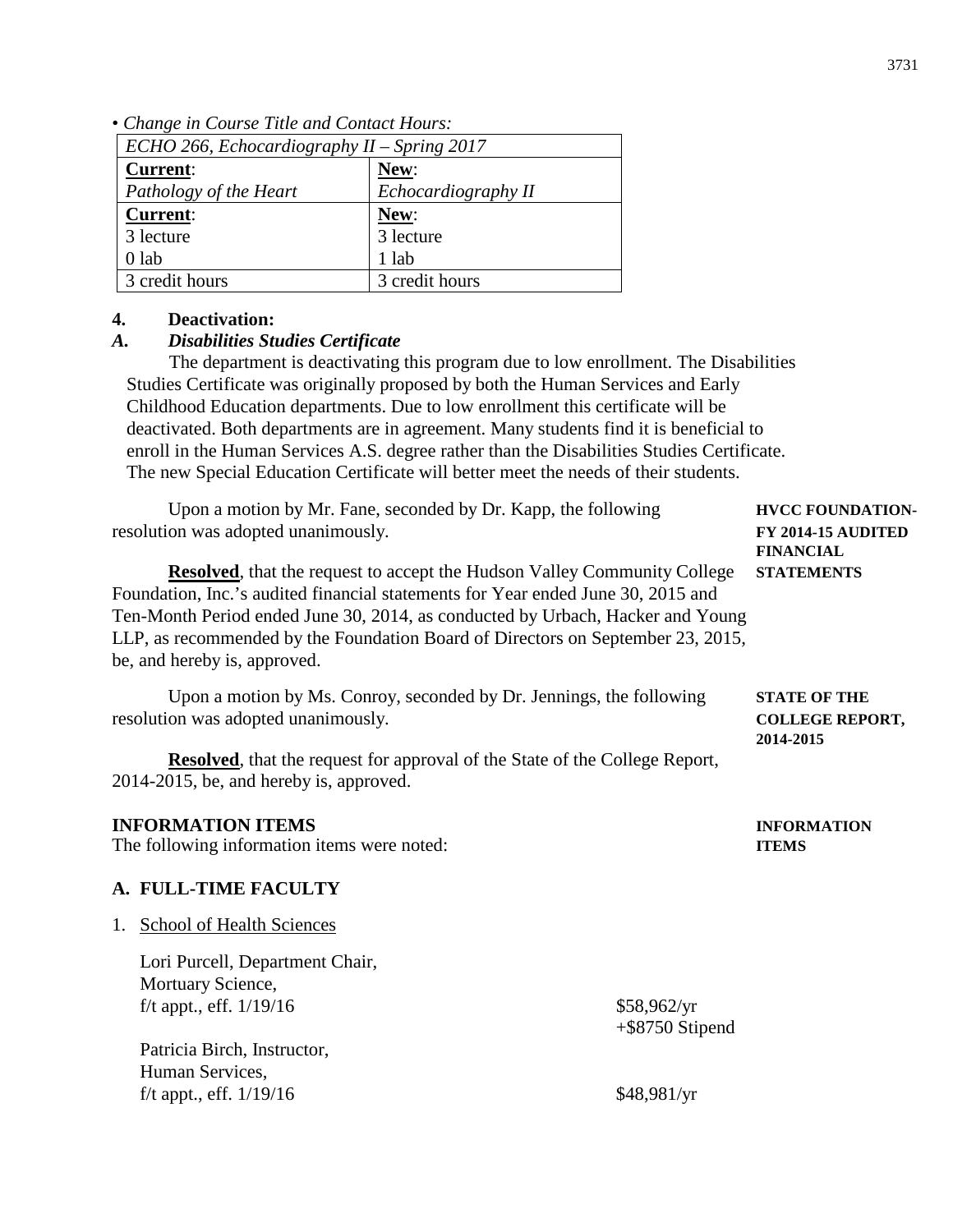*• Change in Course Title and Contact Hours:*

| *ECHO 266, Echocardiography II – Spring 2017* | |
|---|---|
| **Current**: | **New**: |
| *Pathology of the Heart* | *Echocardiography II* |
| **Current**: | **New**: |
| 3 lecture | 3 lecture |
| 0 lab | 1 lab |
| 3 credit hours | 3 credit hours |

**4. Deactivation:**

***A. Disabilities Studies Certificate***

The department is deactivating this program due to low enrollment. The Disabilities Studies Certificate was originally proposed by both the Human Services and Early Childhood Education departments. Due to low enrollment this certificate will be deactivated. Both departments are in agreement. Many students find it is beneficial to enroll in the Human Services A.S. degree rather than the Disabilities Studies Certificate. The new Special Education Certificate will better meet the needs of their students.

**HVCC FOUNDATION-FY 2014-15 AUDITED FINANCIAL STATEMENTS**

Upon a motion by Mr. Fane, seconded by Dr. Kapp, the following resolution was adopted unanimously.

**Resolved**, that the request to accept the Hudson Valley Community College Foundation, Inc.'s audited financial statements for Year ended June 30, 2015 and Ten-Month Period ended June 30, 2014, as conducted by Urbach, Hacker and Young LLP, as recommended by the Foundation Board of Directors on September 23, 2015, be, and hereby is, approved.

**STATE OF THE COLLEGE REPORT, 2014-2015**

Upon a motion by Ms. Conroy, seconded by Dr. Jennings, the following resolution was adopted unanimously.

**Resolved**, that the request for approval of the State of the College Report, 2014-2015, be, and hereby is, approved.

## INFORMATION ITEMS

**INFORMATION ITEMS**

The following information items were noted:

### A. FULL-TIME FACULTY

1. School of Health Sciences

Lori Purcell, Department Chair,
Mortuary Science,
f/t appt., eff. 1/19/16 — $58,962/yr +$8750 Stipend

Patricia Birch, Instructor,
Human Services,
f/t appt., eff. 1/19/16 — $48,981/yr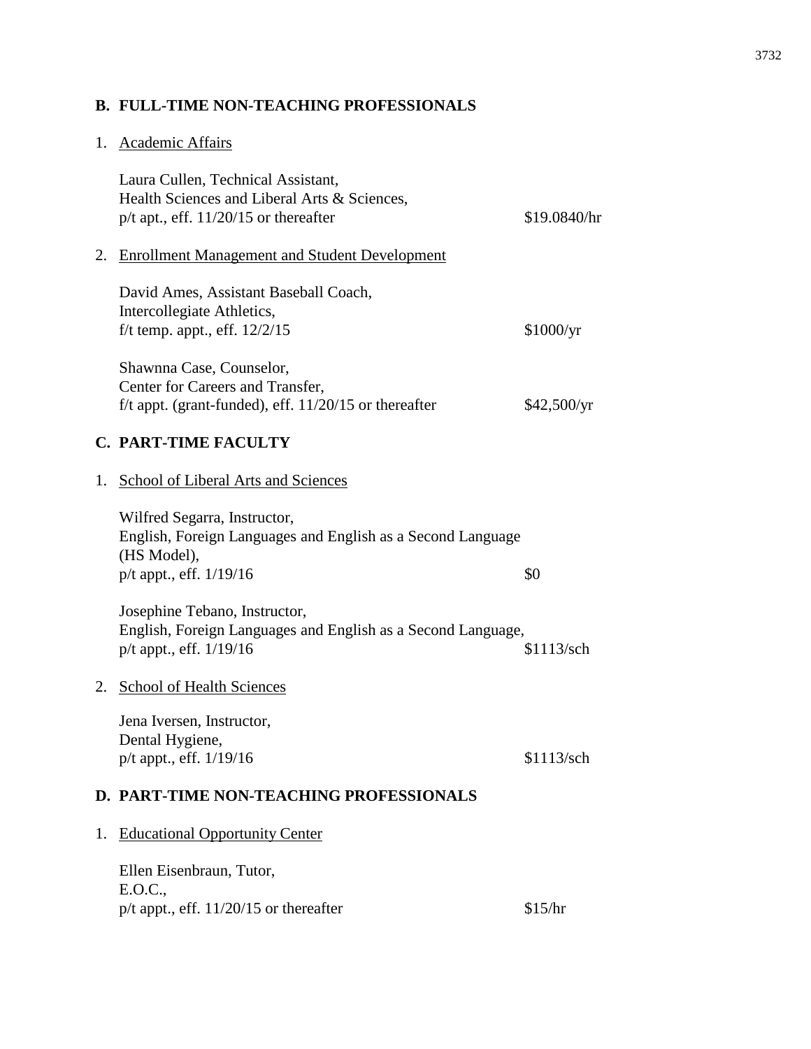## B. FULL-TIME NON-TEACHING PROFESSIONALS

1. Academic Affairs

   Laura Cullen, Technical Assistant,
   Health Sciences and Liberal Arts & Sciences,
   p/t apt., eff. 11/20/15 or thereafter — $19.0840/hr

2. Enrollment Management and Student Development

   David Ames, Assistant Baseball Coach,
   Intercollegiate Athletics,
   f/t temp. appt., eff. 12/2/15 — $1000/yr

   Shawnna Case, Counselor,
   Center for Careers and Transfer,
   f/t appt. (grant-funded), eff. 11/20/15 or thereafter — $42,500/yr

## C. PART-TIME FACULTY

1. School of Liberal Arts and Sciences

   Wilfred Segarra, Instructor,
   English, Foreign Languages and English as a Second Language (HS Model),
   p/t appt., eff. 1/19/16 — $0

   Josephine Tebano, Instructor,
   English, Foreign Languages and English as a Second Language,
   p/t appt., eff. 1/19/16 — $1113/sch

2. School of Health Sciences

   Jena Iversen, Instructor,
   Dental Hygiene,
   p/t appt., eff. 1/19/16 — $1113/sch

## D. PART-TIME NON-TEACHING PROFESSIONALS

1. Educational Opportunity Center

   Ellen Eisenbraun, Tutor,
   E.O.C.,
   p/t appt., eff. 11/20/15 or thereafter — $15/hr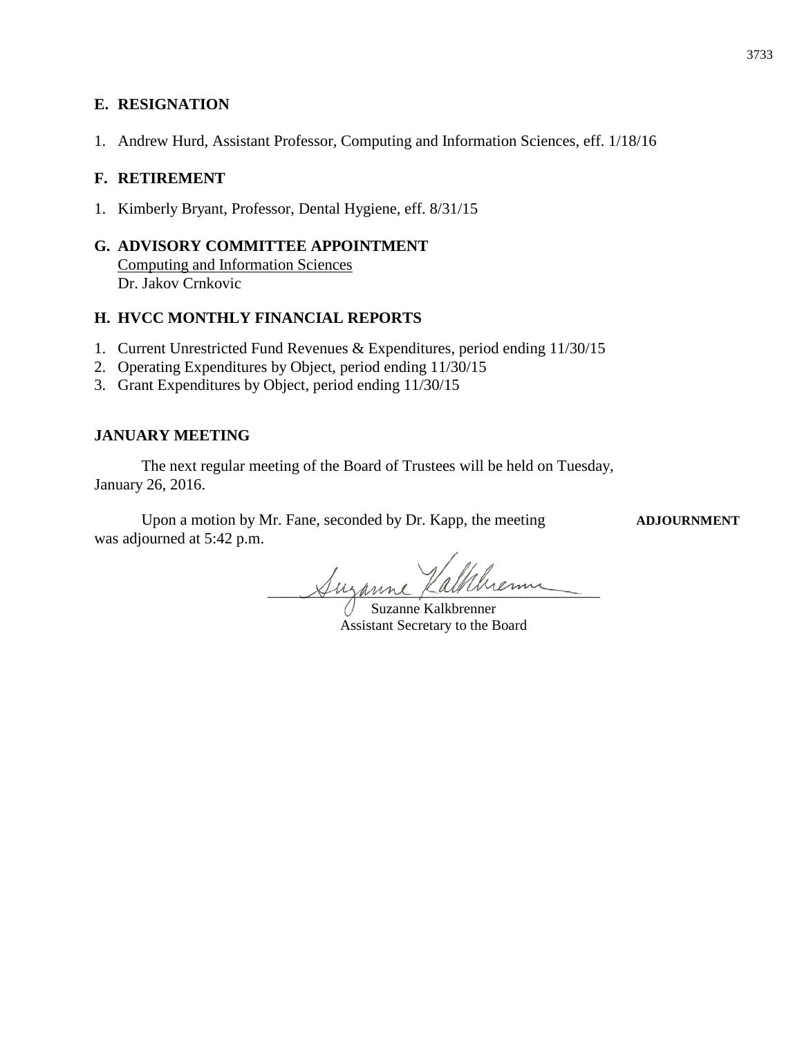## E. RESIGNATION

1. Andrew Hurd, Assistant Professor, Computing and Information Sciences, eff. 1/18/16

## F. RETIREMENT

1. Kimberly Bryant, Professor, Dental Hygiene, eff. 8/31/15

## G. ADVISORY COMMITTEE APPOINTMENT

Computing and Information Sciences
Dr. Jakov Crnkovic

## H. HVCC MONTHLY FINANCIAL REPORTS

1. Current Unrestricted Fund Revenues & Expenditures, period ending 11/30/15
2. Operating Expenditures by Object, period ending 11/30/15
3. Grant Expenditures by Object, period ending 11/30/15

## JANUARY MEETING

The next regular meeting of the Board of Trustees will be held on Tuesday, January 26, 2016.

**ADJOURNMENT**

Upon a motion by Mr. Fane, seconded by Dr. Kapp, the meeting was adjourned at 5:42 p.m.

Suzanne Kalkbrenner
Assistant Secretary to the Board